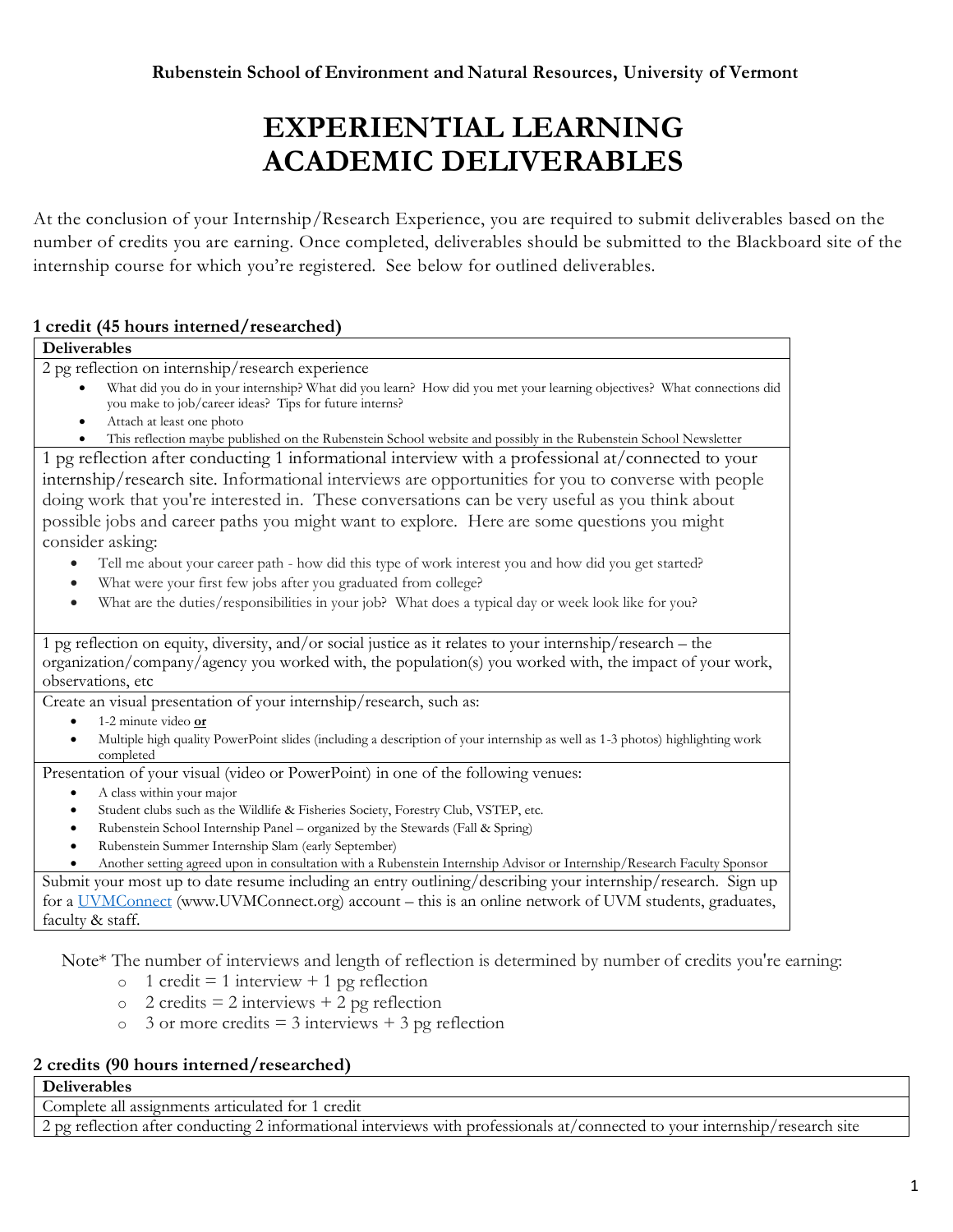**Rubenstein School of Environment and Natural Resources, University of Vermont**

# EXPERIENTIAL LEARNING ACADEMIC DELIVERABLES

At the conclusion of your Internship/Research Experience, you are required to submit deliverables based on the number of credits you are earning. Once completed, deliverables should be submitted to the Blackboard site of the internship course for which you're registered. See below for outlined deliverables.

## 1 credit (45 hours interned/researched)

| Deliverables |
|---|
| 2 pg reflection on internship/research experience<br>• What did you do in your internship? What did you learn? How did you met your learning objectives? What connections did you make to job/career ideas? Tips for future interns?<br>• Attach at least one photo<br>• This reflection maybe published on the Rubenstein School website and possibly in the Rubenstein School Newsletter |
| 1 pg reflection after conducting 1 informational interview with a professional at/connected to your internship/research site. Informational interviews are opportunities for you to converse with people doing work that you're interested in. These conversations can be very useful as you think about possible jobs and career paths you might want to explore. Here are some questions you might consider asking:<br>• Tell me about your career path - how did this type of work interest you and how did you get started?<br>• What were your first few jobs after you graduated from college?<br>• What are the duties/responsibilities in your job? What does a typical day or week look like for you? |
| 1 pg reflection on equity, diversity, and/or social justice as it relates to your internship/research – the organization/company/agency you worked with, the population(s) you worked with, the impact of your work, observations, etc |
| Create an visual presentation of your internship/research, such as:<br>• 1-2 minute video **or**<br>• Multiple high quality PowerPoint slides (including a description of your internship as well as 1-3 photos) highlighting work completed |
| Presentation of your visual (video or PowerPoint) in one of the following venues:<br>• A class within your major<br>• Student clubs such as the Wildlife & Fisheries Society, Forestry Club, VSTEP, etc.<br>• Rubenstein School Internship Panel – organized by the Stewards (Fall & Spring)<br>• Rubenstein Summer Internship Slam (early September)<br>• Another setting agreed upon in consultation with a Rubenstein Internship Advisor or Internship/Research Faculty Sponsor |
| Submit your most up to date resume including an entry outlining/describing your internship/research. Sign up for a [UVMConnect](www.UVMConnect.org) (www.UVMConnect.org) account – this is an online network of UVM students, graduates, faculty & staff. |

Note* The number of interviews and length of reflection is determined by number of credits you're earning:

- 1 credit = 1 interview + 1 pg reflection
- 2 credits = 2 interviews + 2 pg reflection
- 3 or more credits = 3 interviews + 3 pg reflection

## 2 credits (90 hours interned/researched)

| Deliverables |
|---|
| Complete all assignments articulated for 1 credit |
| 2 pg reflection after conducting 2 informational interviews with professionals at/connected to your internship/research site |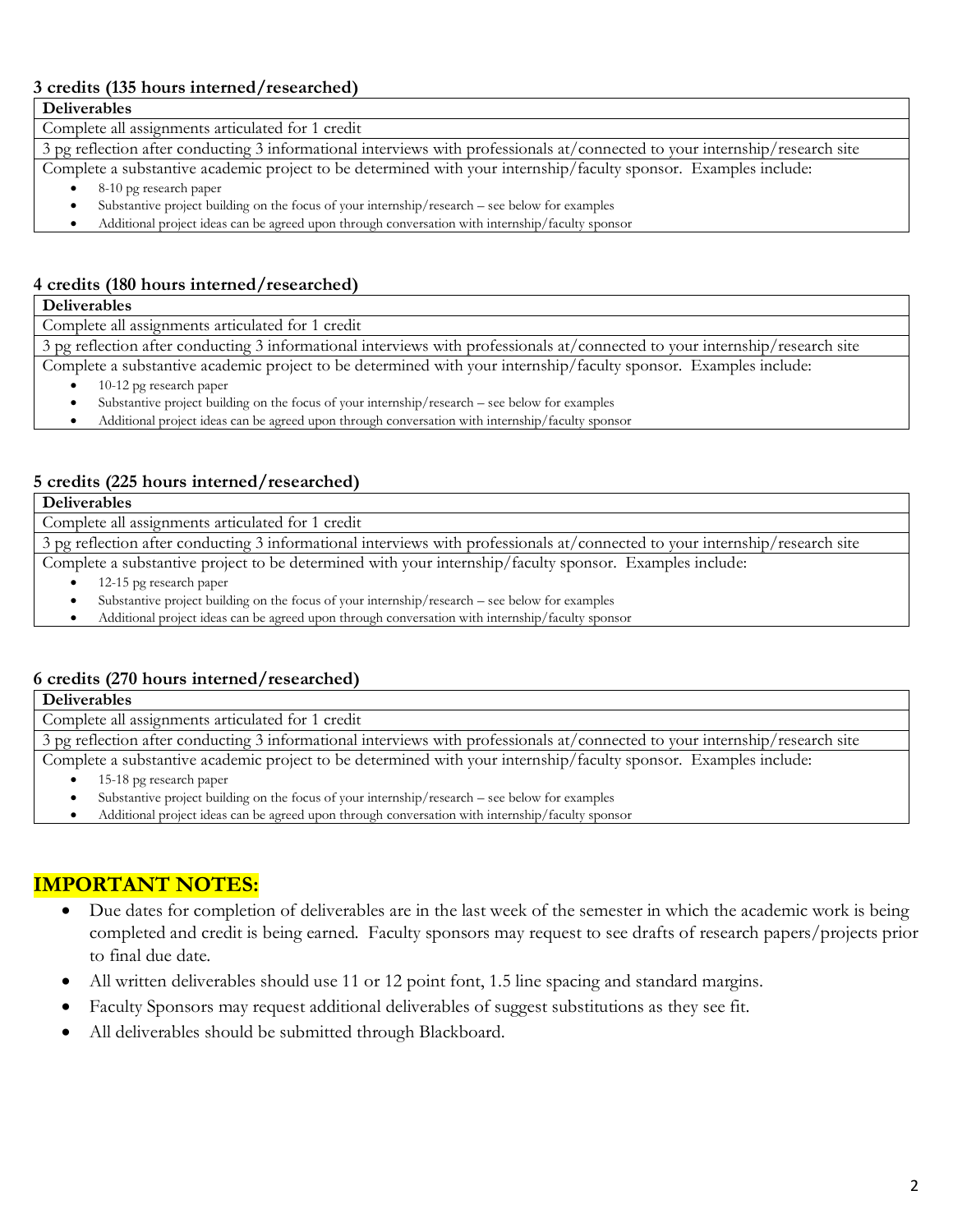**3 credits (135 hours interned/researched)**

| Deliverables |
| --- |
| Complete all assignments articulated for 1 credit |
| 3 pg reflection after conducting 3 informational interviews with professionals at/connected to your internship/research site |
| Complete a substantive academic project to be determined with your internship/faculty sponsor. Examples include: <br>• 8-10 pg research paper <br>• Substantive project building on the focus of your internship/research – see below for examples <br>• Additional project ideas can be agreed upon through conversation with internship/faculty sponsor |

**4 credits (180 hours interned/researched)**

| Deliverables |
| --- |
| Complete all assignments articulated for 1 credit |
| 3 pg reflection after conducting 3 informational interviews with professionals at/connected to your internship/research site |
| Complete a substantive academic project to be determined with your internship/faculty sponsor. Examples include: <br>• 10-12 pg research paper <br>• Substantive project building on the focus of your internship/research – see below for examples <br>• Additional project ideas can be agreed upon through conversation with internship/faculty sponsor |

**5 credits (225 hours interned/researched)**

| Deliverables |
| --- |
| Complete all assignments articulated for 1 credit |
| 3 pg reflection after conducting 3 informational interviews with professionals at/connected to your internship/research site |
| Complete a substantive project to be determined with your internship/faculty sponsor. Examples include: <br>• 12-15 pg research paper <br>• Substantive project building on the focus of your internship/research – see below for examples <br>• Additional project ideas can be agreed upon through conversation with internship/faculty sponsor |

**6 credits (270 hours interned/researched)**

| Deliverables |
| --- |
| Complete all assignments articulated for 1 credit |
| 3 pg reflection after conducting 3 informational interviews with professionals at/connected to your internship/research site |
| Complete a substantive academic project to be determined with your internship/faculty sponsor. Examples include: <br>• 15-18 pg research paper <br>• Substantive project building on the focus of your internship/research – see below for examples <br>• Additional project ideas can be agreed upon through conversation with internship/faculty sponsor |

## IMPORTANT NOTES:

- Due dates for completion of deliverables are in the last week of the semester in which the academic work is being completed and credit is being earned. Faculty sponsors may request to see drafts of research papers/projects prior to final due date.
- All written deliverables should use 11 or 12 point font, 1.5 line spacing and standard margins.
- Faculty Sponsors may request additional deliverables of suggest substitutions as they see fit.
- All deliverables should be submitted through Blackboard.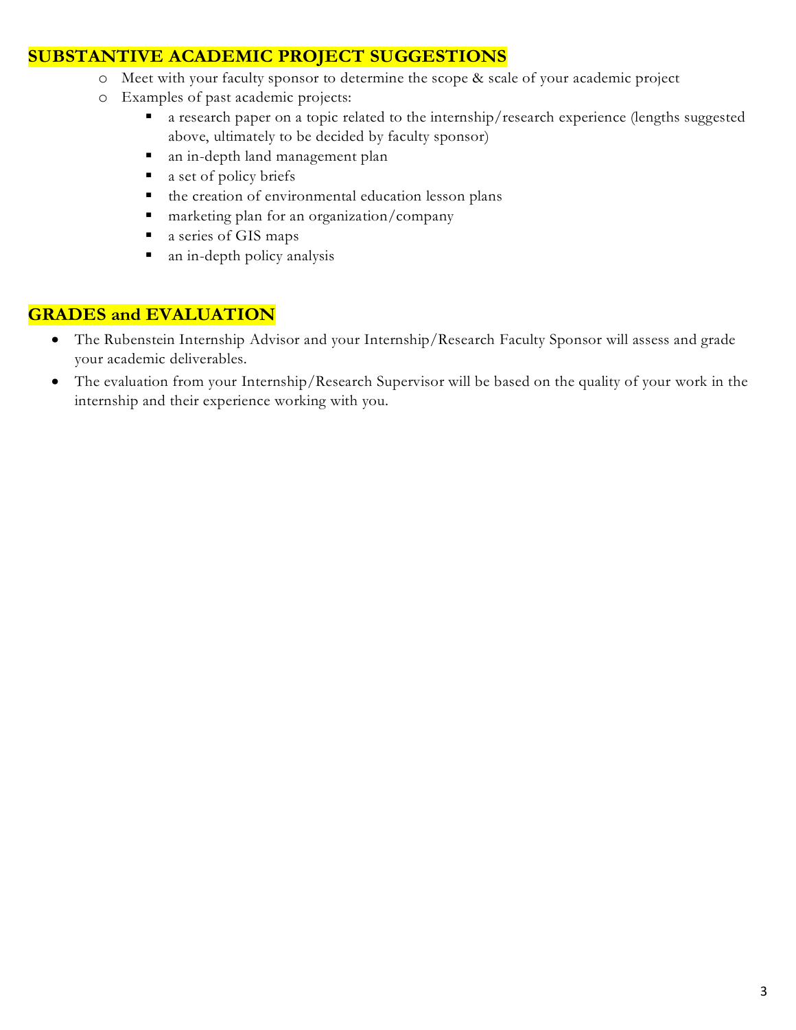## SUBSTANTIVE ACADEMIC PROJECT SUGGESTIONS

- Meet with your faculty sponsor to determine the scope & scale of your academic project
- Examples of past academic projects:
  - a research paper on a topic related to the internship/research experience (lengths suggested above, ultimately to be decided by faculty sponsor)
  - an in-depth land management plan
  - a set of policy briefs
  - the creation of environmental education lesson plans
  - marketing plan for an organization/company
  - a series of GIS maps
  - an in-depth policy analysis

## GRADES and EVALUATION

- The Rubenstein Internship Advisor and your Internship/Research Faculty Sponsor will assess and grade your academic deliverables.
- The evaluation from your Internship/Research Supervisor will be based on the quality of your work in the internship and their experience working with you.